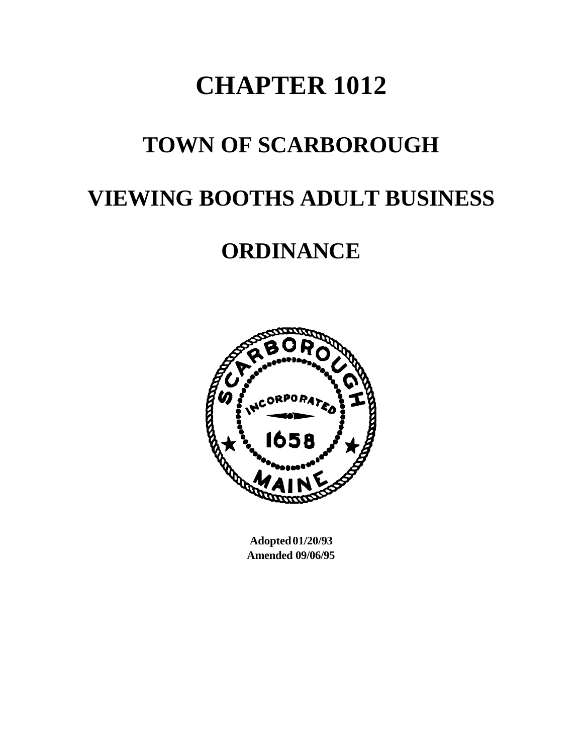# CHAPTER 1012

# TOWN OF SCARBOROUGH

# VIEWING BOOTHS ADULT BUSINESS ORDINANCE

**Adopted 01/20/93**
**Amended 09/06/95**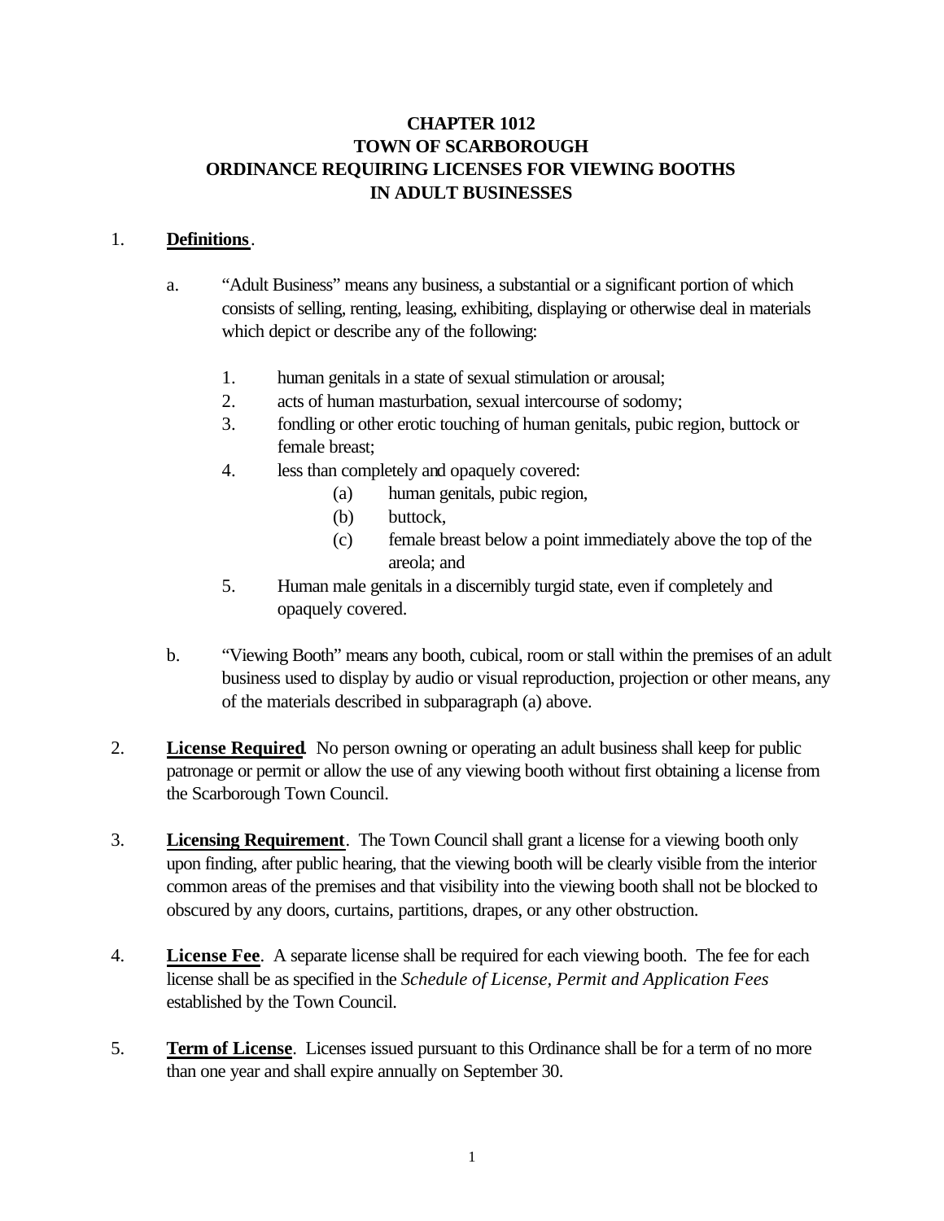# CHAPTER 1012
# TOWN OF SCARBOROUGH
# ORDINANCE REQUIRING LICENSES FOR VIEWING BOOTHS IN ADULT BUSINESSES

1. **Definitions**.

   a. "Adult Business" means any business, a substantial or a significant portion of which consists of selling, renting, leasing, exhibiting, displaying or otherwise deal in materials which depict or describe any of the following:

      1. human genitals in a state of sexual stimulation or arousal;
      2. acts of human masturbation, sexual intercourse of sodomy;
      3. fondling or other erotic touching of human genitals, pubic region, buttock or female breast;
      4. less than completely and opaquely covered:
         (a) human genitals, pubic region,
         (b) buttock,
         (c) female breast below a point immediately above the top of the areola; and
      5. Human male genitals in a discernibly turgid state, even if completely and opaquely covered.

   b. "Viewing Booth" means any booth, cubical, room or stall within the premises of an adult business used to display by audio or visual reproduction, projection or other means, any of the materials described in subparagraph (a) above.

2. **License Required**. No person owning or operating an adult business shall keep for public patronage or permit or allow the use of any viewing booth without first obtaining a license from the Scarborough Town Council.

3. **Licensing Requirement**. The Town Council shall grant a license for a viewing booth only upon finding, after public hearing, that the viewing booth will be clearly visible from the interior common areas of the premises and that visibility into the viewing booth shall not be blocked to obscured by any doors, curtains, partitions, drapes, or any other obstruction.

4. **License Fee**. A separate license shall be required for each viewing booth. The fee for each license shall be as specified in the *Schedule of License, Permit and Application Fees* established by the Town Council.

5. **Term of License**. Licenses issued pursuant to this Ordinance shall be for a term of no more than one year and shall expire annually on September 30.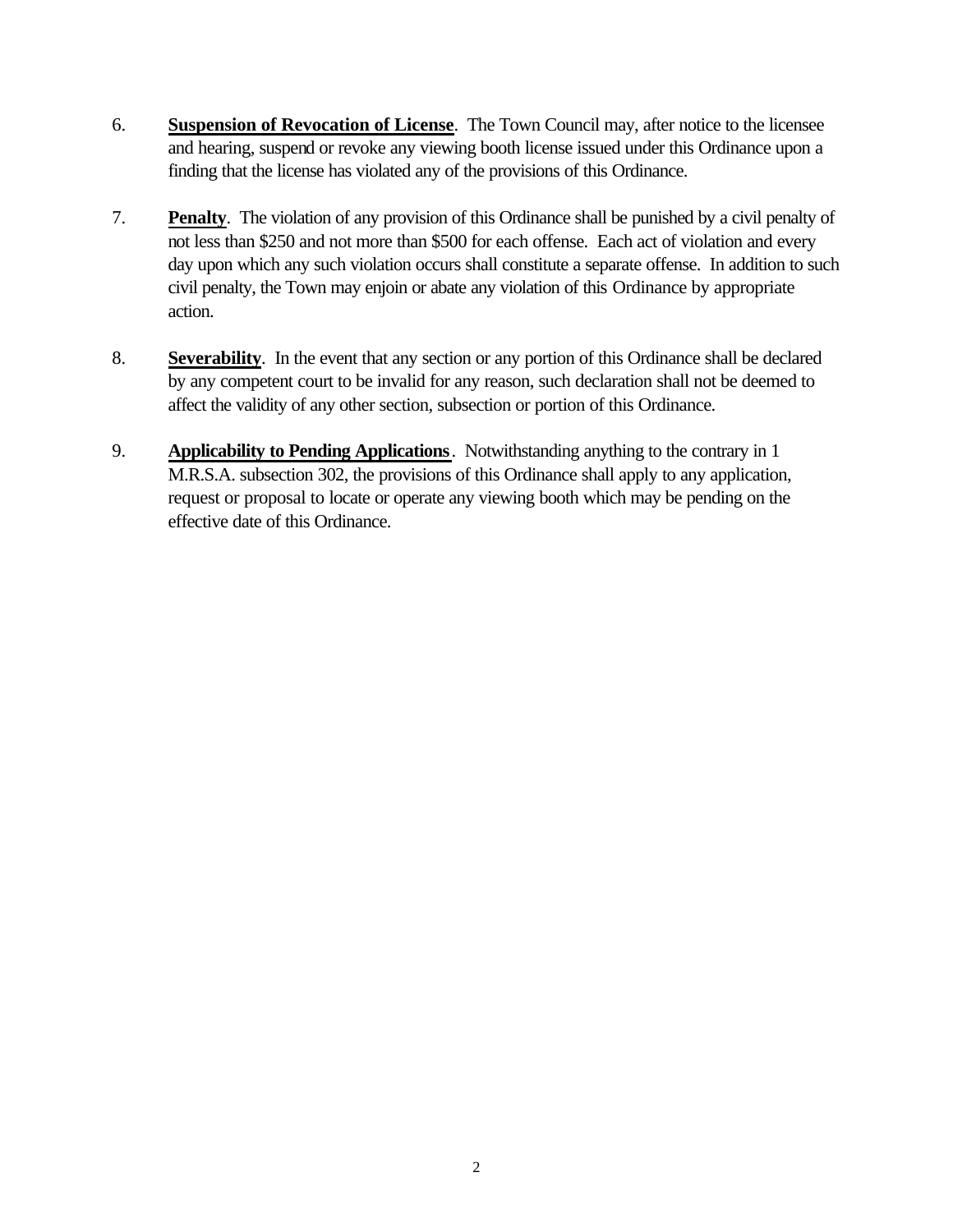6. **Suspension of Revocation of License**. The Town Council may, after notice to the licensee and hearing, suspend or revoke any viewing booth license issued under this Ordinance upon a finding that the license has violated any of the provisions of this Ordinance.

7. **Penalty**. The violation of any provision of this Ordinance shall be punished by a civil penalty of not less than $250 and not more than $500 for each offense. Each act of violation and every day upon which any such violation occurs shall constitute a separate offense. In addition to such civil penalty, the Town may enjoin or abate any violation of this Ordinance by appropriate action.

8. **Severability**. In the event that any section or any portion of this Ordinance shall be declared by any competent court to be invalid for any reason, such declaration shall not be deemed to affect the validity of any other section, subsection or portion of this Ordinance.

9. **Applicability to Pending Applications**. Notwithstanding anything to the contrary in 1 M.R.S.A. subsection 302, the provisions of this Ordinance shall apply to any application, request or proposal to locate or operate any viewing booth which may be pending on the effective date of this Ordinance.